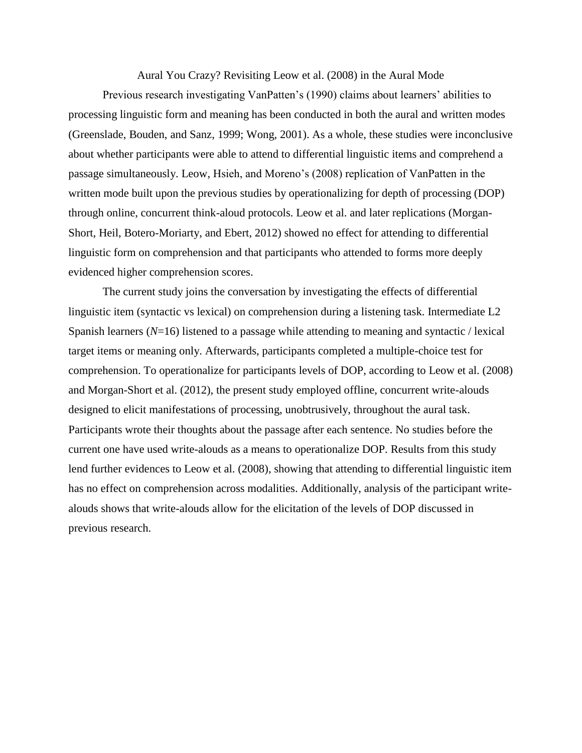# Aural You Crazy? Revisiting Leow et al. (2008) in the Aural Mode

Previous research investigating VanPatten's (1990) claims about learners' abilities to processing linguistic form and meaning has been conducted in both the aural and written modes (Greenslade, Bouden, and Sanz, 1999; Wong, 2001). As a whole, these studies were inconclusive about whether participants were able to attend to differential linguistic items and comprehend a passage simultaneously. Leow, Hsieh, and Moreno's (2008) replication of VanPatten in the written mode built upon the previous studies by operationalizing for depth of processing (DOP) through online, concurrent think-aloud protocols. Leow et al. and later replications (Morgan-Short, Heil, Botero-Moriarty, and Ebert, 2012) showed no effect for attending to differential linguistic form on comprehension and that participants who attended to forms more deeply evidenced higher comprehension scores.

The current study joins the conversation by investigating the effects of differential linguistic item (syntactic vs lexical) on comprehension during a listening task. Intermediate L2 Spanish learners (*N*=16) listened to a passage while attending to meaning and syntactic / lexical target items or meaning only. Afterwards, participants completed a multiple-choice test for comprehension. To operationalize for participants levels of DOP, according to Leow et al. (2008) and Morgan-Short et al. (2012), the present study employed offline, concurrent write-alouds designed to elicit manifestations of processing, unobtrusively, throughout the aural task. Participants wrote their thoughts about the passage after each sentence. No studies before the current one have used write-alouds as a means to operationalize DOP. Results from this study lend further evidences to Leow et al. (2008), showing that attending to differential linguistic item has no effect on comprehension across modalities. Additionally, analysis of the participant write-alouds shows that write-alouds allow for the elicitation of the levels of DOP discussed in previous research.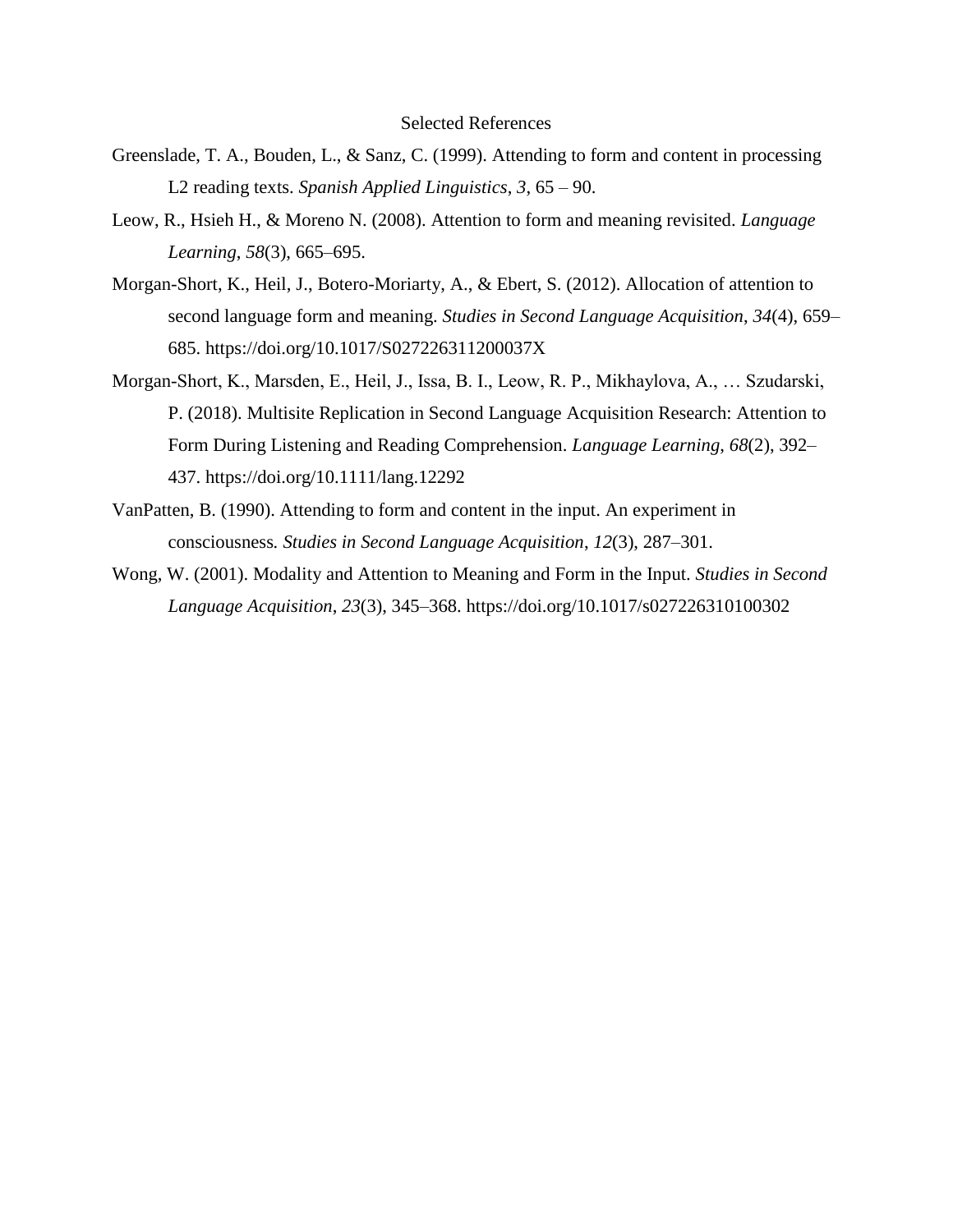# Selected References

Greenslade, T. A., Bouden, L., & Sanz, C. (1999). Attending to form and content in processing L2 reading texts. *Spanish Applied Linguistics*, *3*, 65 – 90.

Leow, R., Hsieh H., & Moreno N. (2008). Attention to form and meaning revisited. *Language Learning*, *58*(3), 665–695.

Morgan-Short, K., Heil, J., Botero-Moriarty, A., & Ebert, S. (2012). Allocation of attention to second language form and meaning. *Studies in Second Language Acquisition*, *34*(4), 659–685. https://doi.org/10.1017/S027226311200037X

Morgan-Short, K., Marsden, E., Heil, J., Issa, B. I., Leow, R. P., Mikhaylova, A., … Szudarski, P. (2018). Multisite Replication in Second Language Acquisition Research: Attention to Form During Listening and Reading Comprehension. *Language Learning*, *68*(2), 392–437. https://doi.org/10.1111/lang.12292

VanPatten, B. (1990). Attending to form and content in the input. An experiment in consciousness*.* *Studies in Second Language Acquisition*, *12*(3), 287–301.

Wong, W. (2001). Modality and Attention to Meaning and Form in the Input. *Studies in Second Language Acquisition*, *23*(3), 345–368. https://doi.org/10.1017/s027226310100302